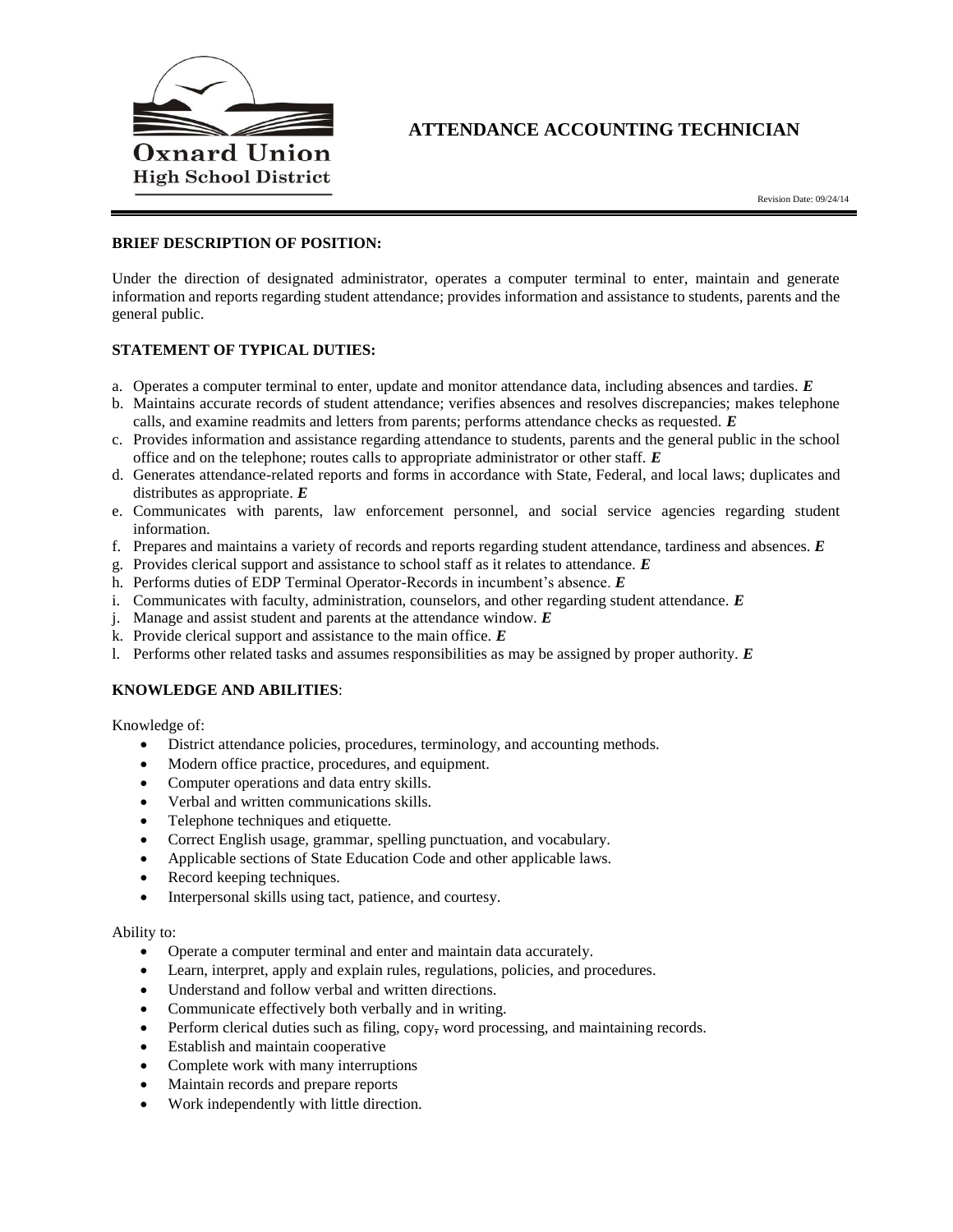Oxnard Union High School District

# ATTENDANCE ACCOUNTING TECHNICIAN

Revision Date: 09/24/14

**BRIEF DESCRIPTION OF POSITION:**

Under the direction of designated administrator, operates a computer terminal to enter, maintain and generate information and reports regarding student attendance; provides information and assistance to students, parents and the general public.

**STATEMENT OF TYPICAL DUTIES:**

a. Operates a computer terminal to enter, update and monitor attendance data, including absences and tardies. ***E***
b. Maintains accurate records of student attendance; verifies absences and resolves discrepancies; makes telephone calls, and examine readmits and letters from parents; performs attendance checks as requested. ***E***
c. Provides information and assistance regarding attendance to students, parents and the general public in the school office and on the telephone; routes calls to appropriate administrator or other staff. ***E***
d. Generates attendance-related reports and forms in accordance with State, Federal, and local laws; duplicates and distributes as appropriate. ***E***
e. Communicates with parents, law enforcement personnel, and social service agencies regarding student information.
f. Prepares and maintains a variety of records and reports regarding student attendance, tardiness and absences. ***E***
g. Provides clerical support and assistance to school staff as it relates to attendance. ***E***
h. Performs duties of EDP Terminal Operator-Records in incumbent's absence. ***E***
i. Communicates with faculty, administration, counselors, and other regarding student attendance. ***E***
j. Manage and assist student and parents at the attendance window. ***E***
k. Provide clerical support and assistance to the main office. ***E***
l. Performs other related tasks and assumes responsibilities as may be assigned by proper authority. ***E***

**KNOWLEDGE AND ABILITIES**:

Knowledge of:

- District attendance policies, procedures, terminology, and accounting methods.
- Modern office practice, procedures, and equipment.
- Computer operations and data entry skills.
- Verbal and written communications skills.
- Telephone techniques and etiquette.
- Correct English usage, grammar, spelling punctuation, and vocabulary.
- Applicable sections of State Education Code and other applicable laws.
- Record keeping techniques.
- Interpersonal skills using tact, patience, and courtesy.

Ability to:

- Operate a computer terminal and enter and maintain data accurately.
- Learn, interpret, apply and explain rules, regulations, policies, and procedures.
- Understand and follow verbal and written directions.
- Communicate effectively both verbally and in writing.
- Perform clerical duties such as filing, copy~~,~~ word processing, and maintaining records.
- Establish and maintain cooperative
- Complete work with many interruptions
- Maintain records and prepare reports
- Work independently with little direction.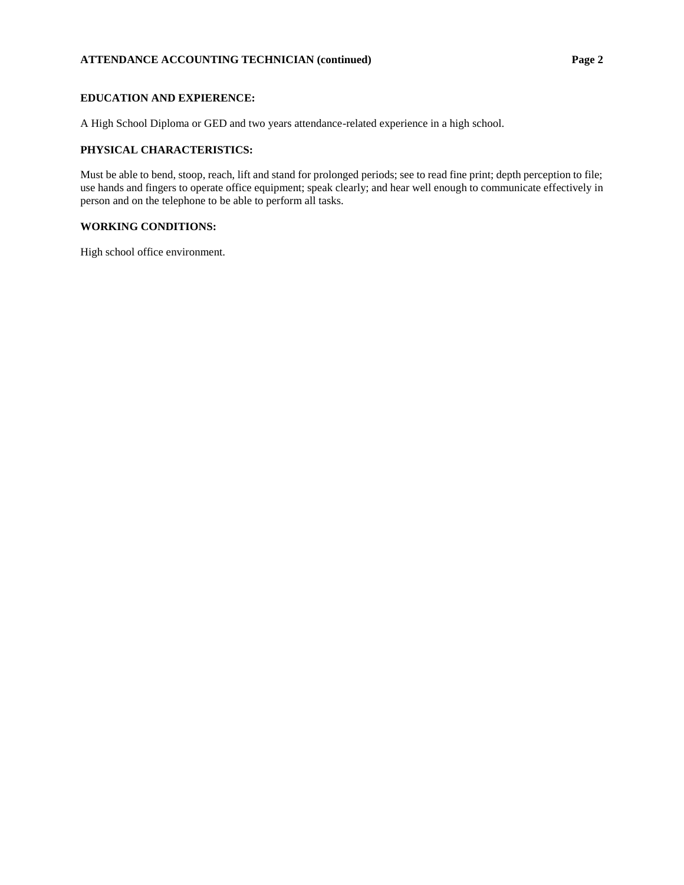## EDUCATION AND EXPIERENCE:

A High School Diploma or GED and two years attendance-related experience in a high school.

## PHYSICAL CHARACTERISTICS:

Must be able to bend, stoop, reach, lift and stand for prolonged periods; see to read fine print; depth perception to file; use hands and fingers to operate office equipment; speak clearly; and hear well enough to communicate effectively in person and on the telephone to be able to perform all tasks.

## WORKING CONDITIONS:

High school office environment.